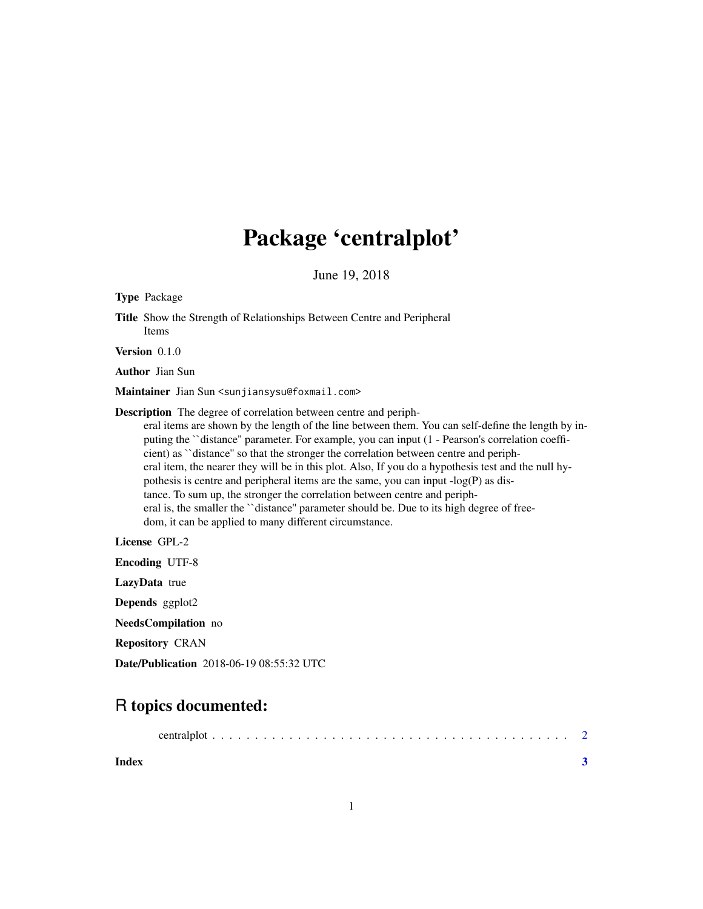# Package 'centralplot'

June 19, 2018

**Type** Package

**Title** Show the Strength of Relationships Between Centre and Peripheral Items

**Version** 0.1.0

**Author** Jian Sun

**Maintainer** Jian Sun <sunjiansysu@foxmail.com>

**Description** The degree of correlation between centre and peripheral items are shown by the length of the line between them. You can self-define the length by inputing the ``distance'' parameter. For example, you can input (1 - Pearson's correlation coefficient) as ``distance'' so that the stronger the correlation between centre and peripheral item, the nearer they will be in this plot. Also, If you do a hypothesis test and the null hypothesis is centre and peripheral items are the same, you can input -log(P) as distance. To sum up, the stronger the correlation between centre and peripheral is, the smaller the ``distance'' parameter should be. Due to its high degree of freedom, it can be applied to many different circumstance.

**License** GPL-2

**Encoding** UTF-8

**LazyData** true

**Depends** ggplot2

**NeedsCompilation** no

**Repository** CRAN

**Date/Publication** 2018-06-19 08:55:32 UTC

## R topics documented:

centralplot . . . . . . . . . . . . . . . . . . . . . . . . . . . . . . . . . . . . . . . . . . 2

**Index** **3**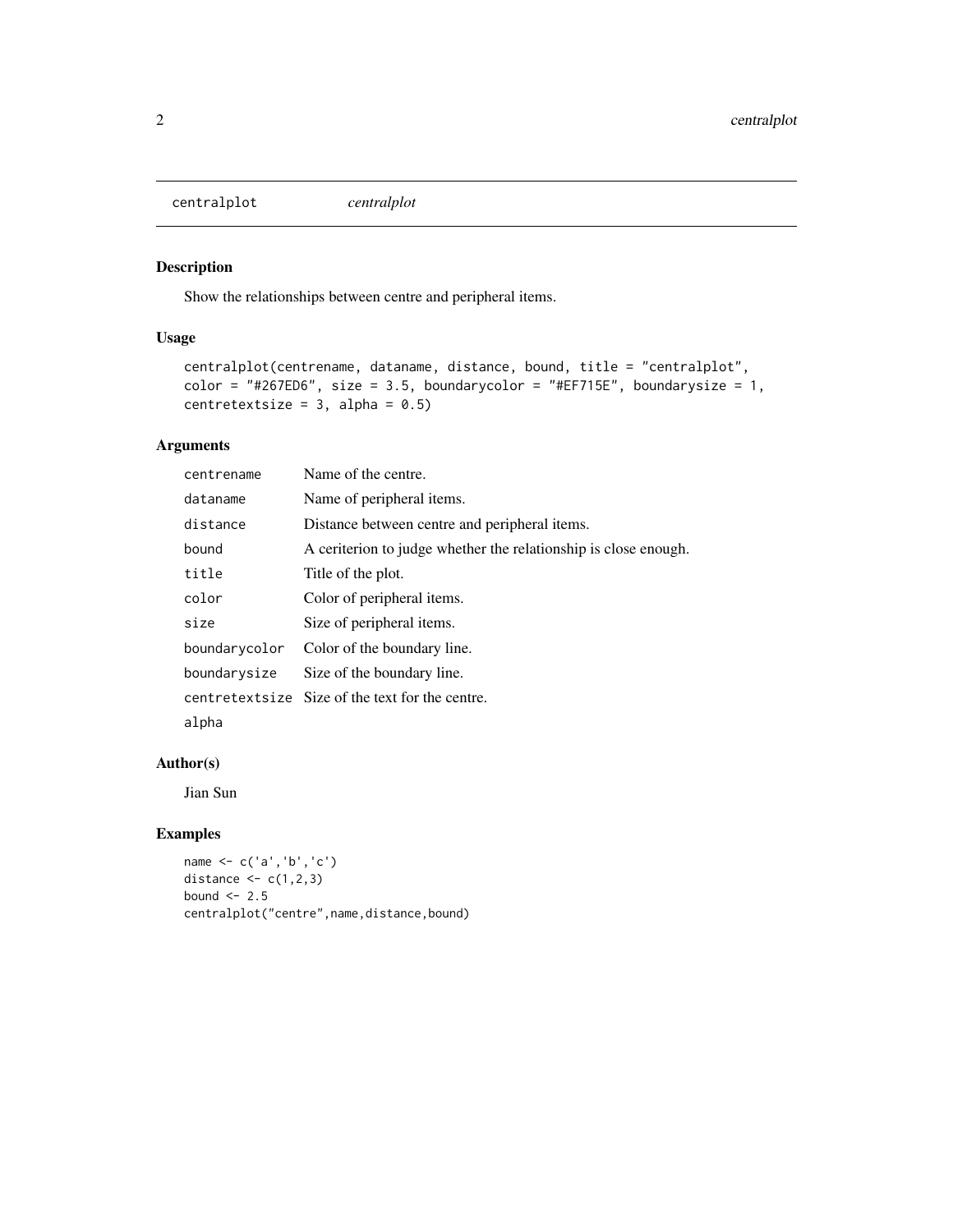`centralplot` *centralplot*

## Description

Show the relationships between centre and peripheral items.

## Usage

```
centralplot(centrename, dataname, distance, bound, title = "centralplot",
color = "#267ED6", size = 3.5, boundarycolor = "#EF715E", boundarysize = 1,
centretextsize = 3, alpha = 0.5)
```

## Arguments

| | |
|---|---|
| centrename | Name of the centre. |
| dataname | Name of peripheral items. |
| distance | Distance between centre and peripheral items. |
| bound | A ceriterion to judge whether the relationship is close enough. |
| title | Title of the plot. |
| color | Color of peripheral items. |
| size | Size of peripheral items. |
| boundarycolor | Color of the boundary line. |
| boundarysize | Size of the boundary line. |
| centretextsize | Size of the text for the centre. |
| alpha | |

## Author(s)

Jian Sun

## Examples

```
name <- c('a','b','c')
distance <- c(1,2,3)
bound <- 2.5
centralplot("centre",name,distance,bound)
```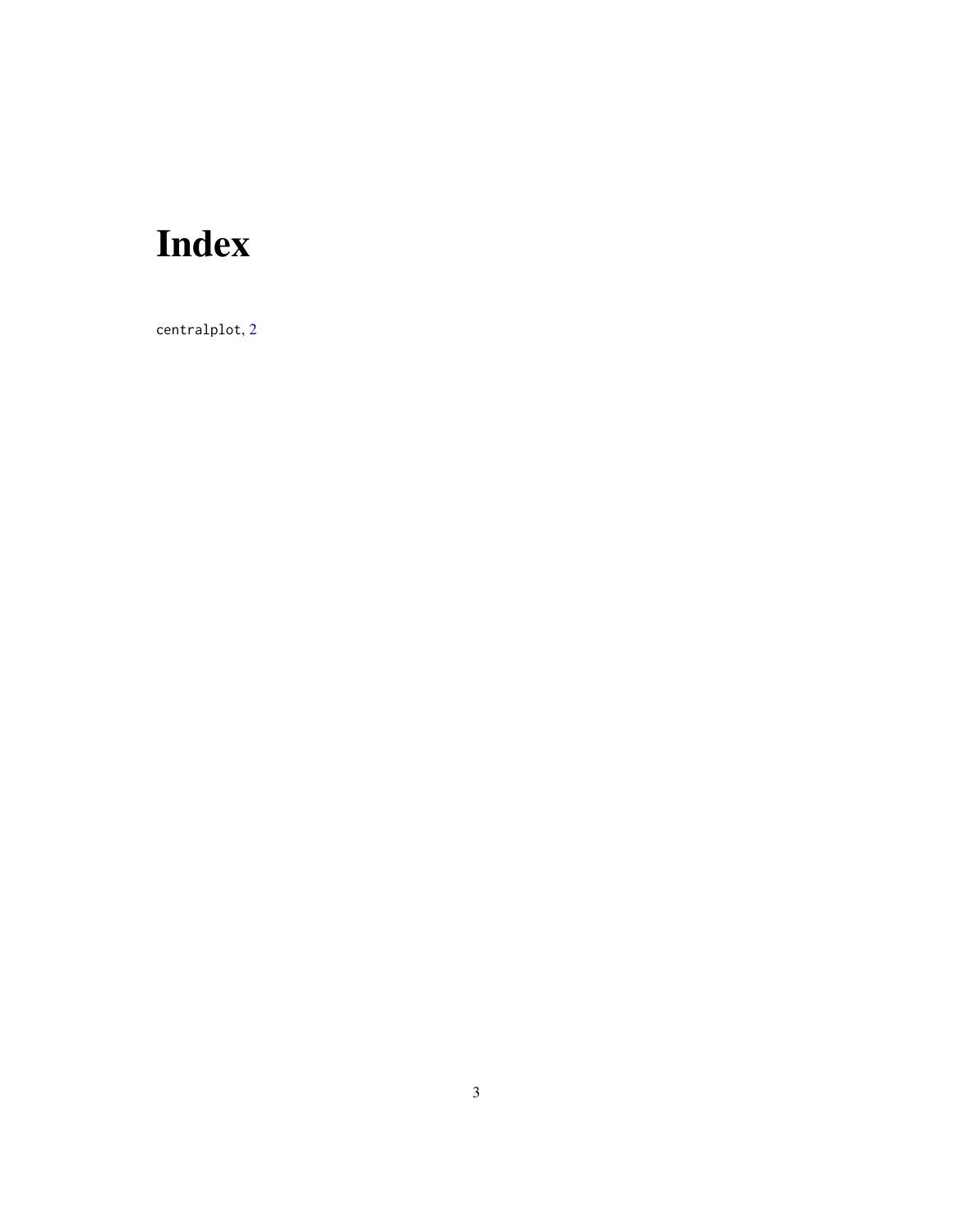# Index

`centralplot`, 2